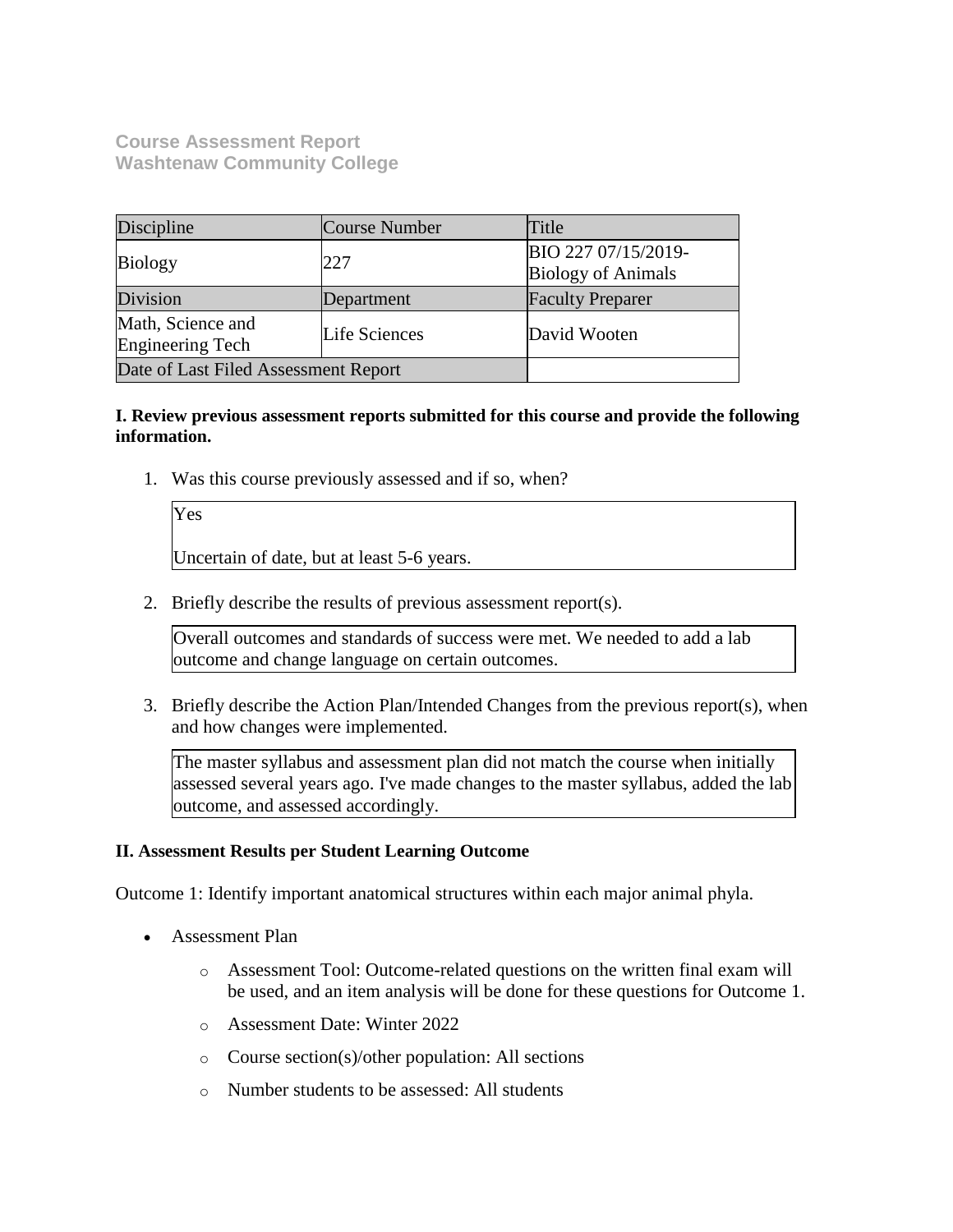## Course Assessment Report
## Washtenaw Community College

| Discipline | Course Number | Title |
|---|---|---|
| Biology | 227 | BIO 227 07/15/2019-Biology of Animals |
| Division | Department | Faculty Preparer |
| Math, Science and Engineering Tech | Life Sciences | David Wooten |
| Date of Last Filed Assessment Report | | |

**I. Review previous assessment reports submitted for this course and provide the following information.**

1. Was this course previously assessed and if so, when?

   Yes

   Uncertain of date, but at least 5-6 years.

2. Briefly describe the results of previous assessment report(s).

   Overall outcomes and standards of success were met. We needed to add a lab outcome and change language on certain outcomes.

3. Briefly describe the Action Plan/Intended Changes from the previous report(s), when and how changes were implemented.

   The master syllabus and assessment plan did not match the course when initially assessed several years ago. I've made changes to the master syllabus, added the lab outcome, and assessed accordingly.

**II. Assessment Results per Student Learning Outcome**

Outcome 1: Identify important anatomical structures within each major animal phyla.

- Assessment Plan
  - Assessment Tool: Outcome-related questions on the written final exam will be used, and an item analysis will be done for these questions for Outcome 1.
  - Assessment Date: Winter 2022
  - Course section(s)/other population: All sections
  - Number students to be assessed: All students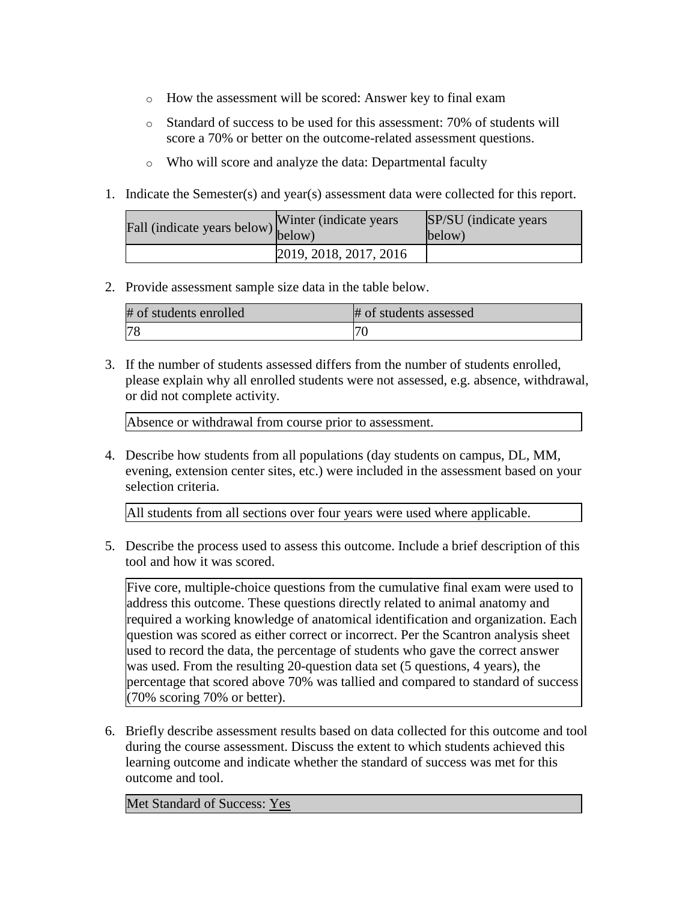- How the assessment will be scored: Answer key to final exam
- Standard of success to be used for this assessment: 70% of students will score a 70% or better on the outcome-related assessment questions.
- Who will score and analyze the data: Departmental faculty

1. Indicate the Semester(s) and year(s) assessment data were collected for this report.

| Fall (indicate years below) | Winter (indicate years below) | SP/SU (indicate years below) |
| --- | --- | --- |
| | 2019, 2018, 2017, 2016 | |

2. Provide assessment sample size data in the table below.

| # of students enrolled | # of students assessed |
| --- | --- |
| 78 | 70 |

3. If the number of students assessed differs from the number of students enrolled, please explain why all enrolled students were not assessed, e.g. absence, withdrawal, or did not complete activity.

Absence or withdrawal from course prior to assessment.

4. Describe how students from all populations (day students on campus, DL, MM, evening, extension center sites, etc.) were included in the assessment based on your selection criteria.

All students from all sections over four years were used where applicable.

5. Describe the process used to assess this outcome. Include a brief description of this tool and how it was scored.

Five core, multiple-choice questions from the cumulative final exam were used to address this outcome. These questions directly related to animal anatomy and required a working knowledge of anatomical identification and organization. Each question was scored as either correct or incorrect. Per the Scantron analysis sheet used to record the data, the percentage of students who gave the correct answer was used. From the resulting 20-question data set (5 questions, 4 years), the percentage that scored above 70% was tallied and compared to standard of success (70% scoring 70% or better).

6. Briefly describe assessment results based on data collected for this outcome and tool during the course assessment. Discuss the extent to which students achieved this learning outcome and indicate whether the standard of success was met for this outcome and tool.

Met Standard of Success: Yes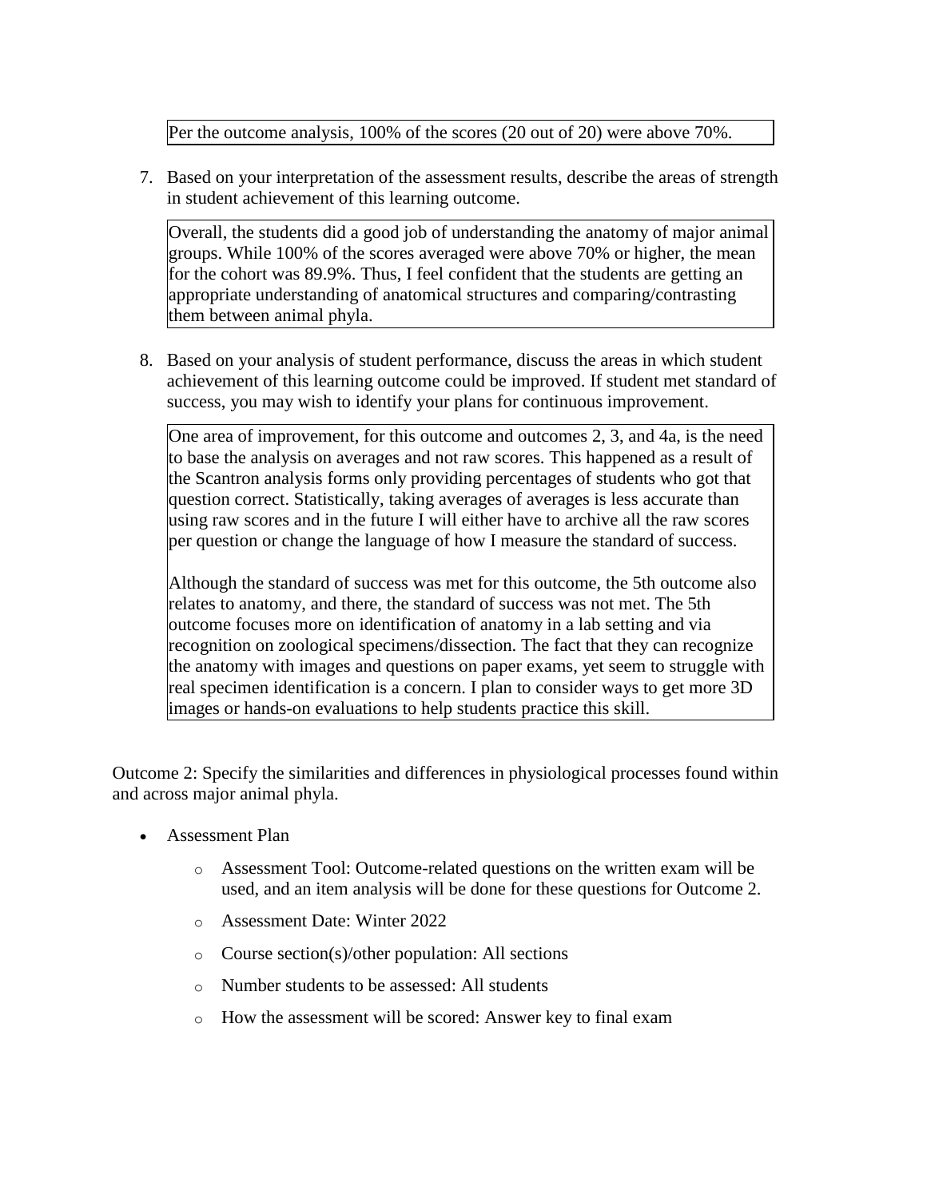Per the outcome analysis, 100% of the scores (20 out of 20) were above 70%.

7. Based on your interpretation of the assessment results, describe the areas of strength in student achievement of this learning outcome.

Overall, the students did a good job of understanding the anatomy of major animal groups. While 100% of the scores averaged were above 70% or higher, the mean for the cohort was 89.9%. Thus, I feel confident that the students are getting an appropriate understanding of anatomical structures and comparing/contrasting them between animal phyla.

8. Based on your analysis of student performance, discuss the areas in which student achievement of this learning outcome could be improved. If student met standard of success, you may wish to identify your plans for continuous improvement.

One area of improvement, for this outcome and outcomes 2, 3, and 4a, is the need to base the analysis on averages and not raw scores. This happened as a result of the Scantron analysis forms only providing percentages of students who got that question correct. Statistically, taking averages of averages is less accurate than using raw scores and in the future I will either have to archive all the raw scores per question or change the language of how I measure the standard of success.

Although the standard of success was met for this outcome, the 5th outcome also relates to anatomy, and there, the standard of success was not met. The 5th outcome focuses more on identification of anatomy in a lab setting and via recognition on zoological specimens/dissection. The fact that they can recognize the anatomy with images and questions on paper exams, yet seem to struggle with real specimen identification is a concern. I plan to consider ways to get more 3D images or hands-on evaluations to help students practice this skill.

Outcome 2: Specify the similarities and differences in physiological processes found within and across major animal phyla.

- Assessment Plan
  - Assessment Tool: Outcome-related questions on the written exam will be used, and an item analysis will be done for these questions for Outcome 2.
  - Assessment Date: Winter 2022
  - Course section(s)/other population: All sections
  - Number students to be assessed: All students
  - How the assessment will be scored: Answer key to final exam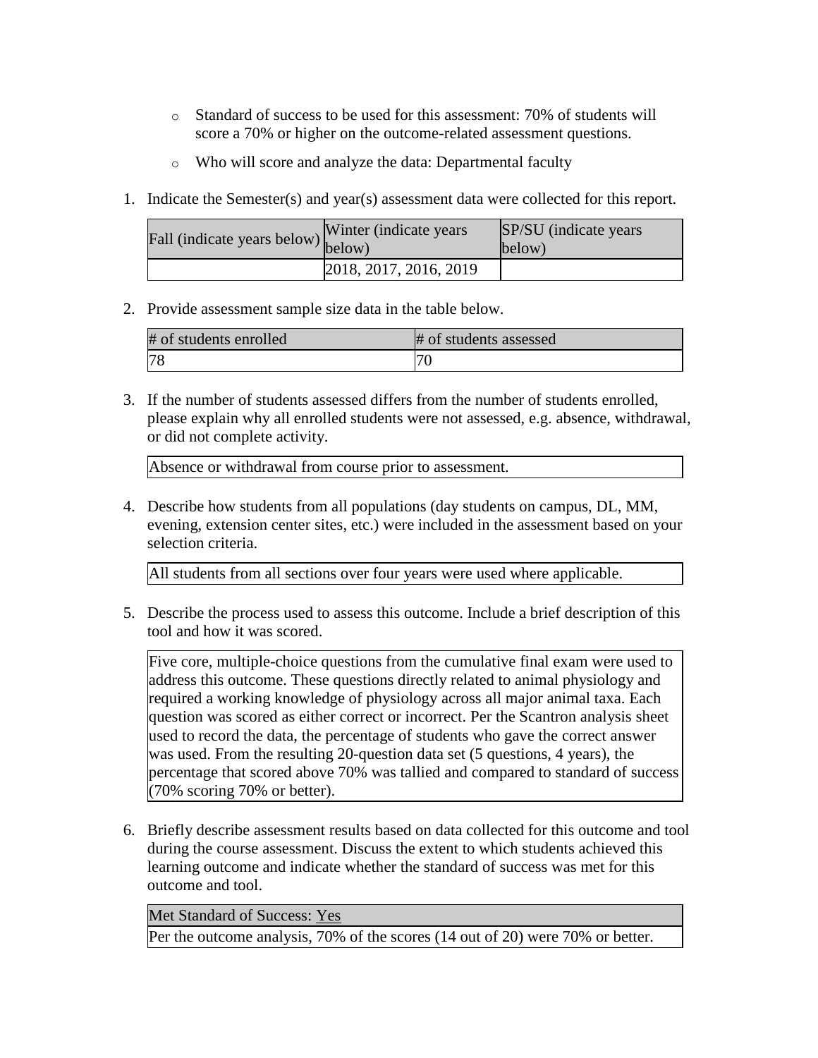- Standard of success to be used for this assessment: 70% of students will score a 70% or higher on the outcome-related assessment questions.
- Who will score and analyze the data: Departmental faculty

1. Indicate the Semester(s) and year(s) assessment data were collected for this report.

| Fall (indicate years below) | Winter (indicate years below) | SP/SU (indicate years below) |
| --- | --- | --- |
| | 2018, 2017, 2016, 2019 | |

2. Provide assessment sample size data in the table below.

| # of students enrolled | # of students assessed |
| --- | --- |
| 78 | 70 |

3. If the number of students assessed differs from the number of students enrolled, please explain why all enrolled students were not assessed, e.g. absence, withdrawal, or did not complete activity.

| Absence or withdrawal from course prior to assessment. |
| --- |

4. Describe how students from all populations (day students on campus, DL, MM, evening, extension center sites, etc.) were included in the assessment based on your selection criteria.

| All students from all sections over four years were used where applicable. |
| --- |

5. Describe the process used to assess this outcome. Include a brief description of this tool and how it was scored.

| Five core, multiple-choice questions from the cumulative final exam were used to address this outcome. These questions directly related to animal physiology and required a working knowledge of physiology across all major animal taxa. Each question was scored as either correct or incorrect. Per the Scantron analysis sheet used to record the data, the percentage of students who gave the correct answer was used. From the resulting 20-question data set (5 questions, 4 years), the percentage that scored above 70% was tallied and compared to standard of success (70% scoring 70% or better). |
| --- |

6. Briefly describe assessment results based on data collected for this outcome and tool during the course assessment. Discuss the extent to which students achieved this learning outcome and indicate whether the standard of success was met for this outcome and tool.

| Met Standard of Success: Yes |
| --- |
| Per the outcome analysis, 70% of the scores (14 out of 20) were 70% or better. |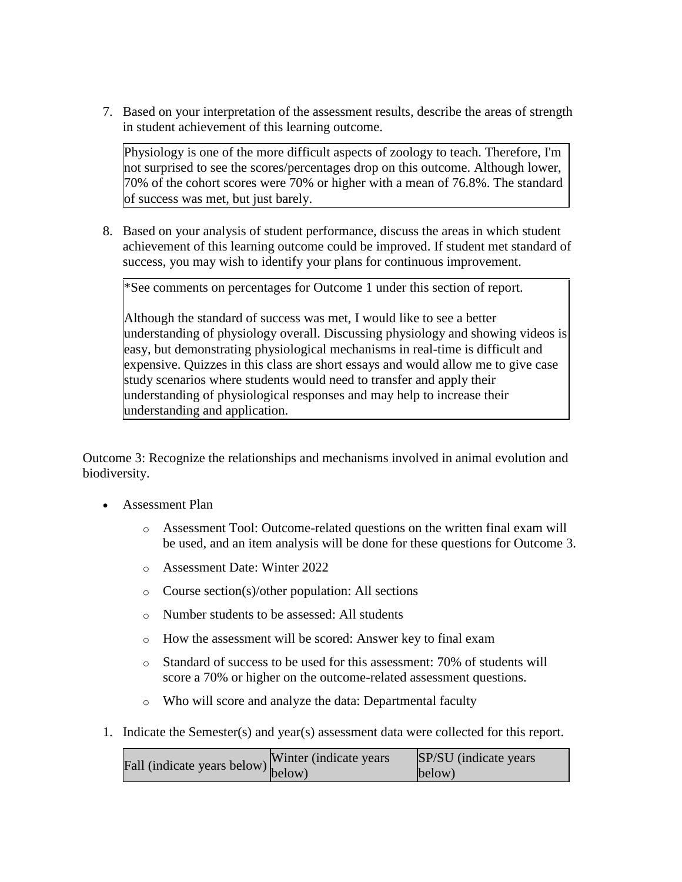7. Based on your interpretation of the assessment results, describe the areas of strength in student achievement of this learning outcome.

| Physiology is one of the more difficult aspects of zoology to teach. Therefore, I'm not surprised to see the scores/percentages drop on this outcome. Although lower, 70% of the cohort scores were 70% or higher with a mean of 76.8%. The standard of success was met, but just barely. |
|---|

8. Based on your analysis of student performance, discuss the areas in which student achievement of this learning outcome could be improved. If student met standard of success, you may wish to identify your plans for continuous improvement.

| *See comments on percentages for Outcome 1 under this section of report.<br><br>Although the standard of success was met, I would like to see a better understanding of physiology overall. Discussing physiology and showing videos is easy, but demonstrating physiological mechanisms in real-time is difficult and expensive. Quizzes in this class are short essays and would allow me to give case study scenarios where students would need to transfer and apply their understanding of physiological responses and may help to increase their understanding and application. |
|---|

Outcome 3: Recognize the relationships and mechanisms involved in animal evolution and biodiversity.

- Assessment Plan
  - Assessment Tool: Outcome-related questions on the written final exam will be used, and an item analysis will be done for these questions for Outcome 3.
  - Assessment Date: Winter 2022
  - Course section(s)/other population: All sections
  - Number students to be assessed: All students
  - How the assessment will be scored: Answer key to final exam
  - Standard of success to be used for this assessment: 70% of students will score a 70% or higher on the outcome-related assessment questions.
  - Who will score and analyze the data: Departmental faculty

1. Indicate the Semester(s) and year(s) assessment data were collected for this report.

| Fall (indicate years below) | Winter (indicate years below) | SP/SU (indicate years below) |
|---|---|---|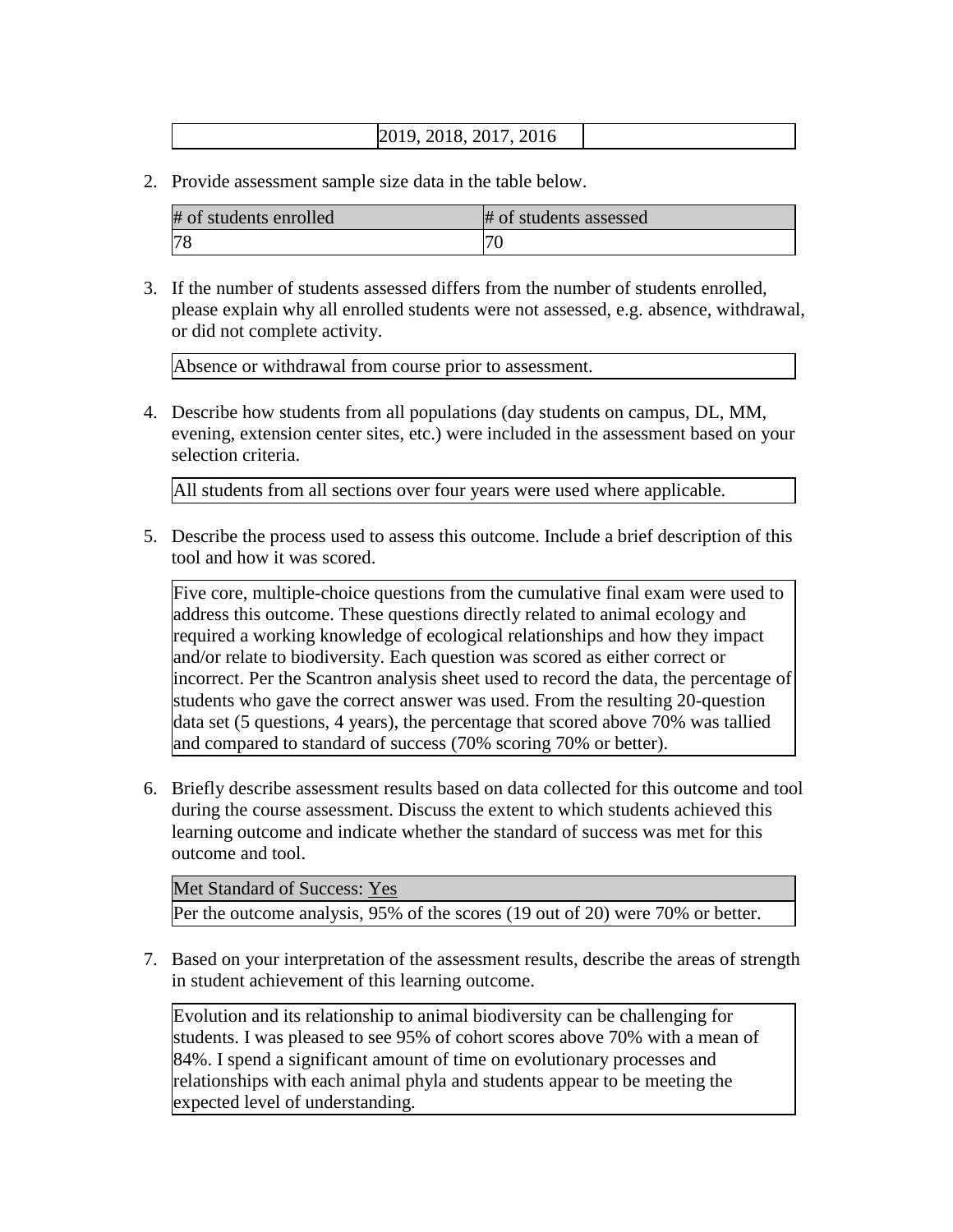| | 2019, 2018, 2017, 2016 | |
|---|---|---|

2. Provide assessment sample size data in the table below.

| # of students enrolled | # of students assessed |
|---|---|
| 78 | 70 |

3. If the number of students assessed differs from the number of students enrolled, please explain why all enrolled students were not assessed, e.g. absence, withdrawal, or did not complete activity.

| Absence or withdrawal from course prior to assessment. |
|---|

4. Describe how students from all populations (day students on campus, DL, MM, evening, extension center sites, etc.) were included in the assessment based on your selection criteria.

| All students from all sections over four years were used where applicable. |
|---|

5. Describe the process used to assess this outcome. Include a brief description of this tool and how it was scored.

| Five core, multiple-choice questions from the cumulative final exam were used to address this outcome. These questions directly related to animal ecology and required a working knowledge of ecological relationships and how they impact and/or relate to biodiversity. Each question was scored as either correct or incorrect. Per the Scantron analysis sheet used to record the data, the percentage of students who gave the correct answer was used. From the resulting 20-question data set (5 questions, 4 years), the percentage that scored above 70% was tallied and compared to standard of success (70% scoring 70% or better). |
|---|

6. Briefly describe assessment results based on data collected for this outcome and tool during the course assessment. Discuss the extent to which students achieved this learning outcome and indicate whether the standard of success was met for this outcome and tool.

| Met Standard of Success: Yes |
|---|
| Per the outcome analysis, 95% of the scores (19 out of 20) were 70% or better. |

7. Based on your interpretation of the assessment results, describe the areas of strength in student achievement of this learning outcome.

| Evolution and its relationship to animal biodiversity can be challenging for students. I was pleased to see 95% of cohort scores above 70% with a mean of 84%. I spend a significant amount of time on evolutionary processes and relationships with each animal phyla and students appear to be meeting the expected level of understanding. |
|---|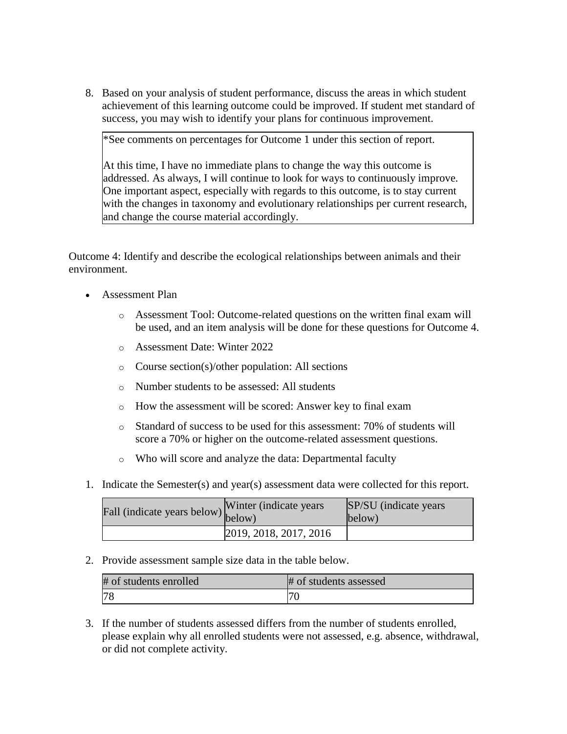8. Based on your analysis of student performance, discuss the areas in which student achievement of this learning outcome could be improved. If student met standard of success, you may wish to identify your plans for continuous improvement.

   *See comments on percentages for Outcome 1 under this section of report.

   At this time, I have no immediate plans to change the way this outcome is addressed. As always, I will continue to look for ways to continuously improve. One important aspect, especially with regards to this outcome, is to stay current with the changes in taxonomy and evolutionary relationships per current research, and change the course material accordingly.

Outcome 4: Identify and describe the ecological relationships between animals and their environment.

- Assessment Plan
  - Assessment Tool: Outcome-related questions on the written final exam will be used, and an item analysis will be done for these questions for Outcome 4.
  - Assessment Date: Winter 2022
  - Course section(s)/other population: All sections
  - Number students to be assessed: All students
  - How the assessment will be scored: Answer key to final exam
  - Standard of success to be used for this assessment: 70% of students will score a 70% or higher on the outcome-related assessment questions.
  - Who will score and analyze the data: Departmental faculty

1. Indicate the Semester(s) and year(s) assessment data were collected for this report.

| Fall (indicate years below) | Winter (indicate years below) | SP/SU (indicate years below) |
|---|---|---|
| | 2019, 2018, 2017, 2016 | |

2. Provide assessment sample size data in the table below.

| # of students enrolled | # of students assessed |
|---|---|
| 78 | 70 |

3. If the number of students assessed differs from the number of students enrolled, please explain why all enrolled students were not assessed, e.g. absence, withdrawal, or did not complete activity.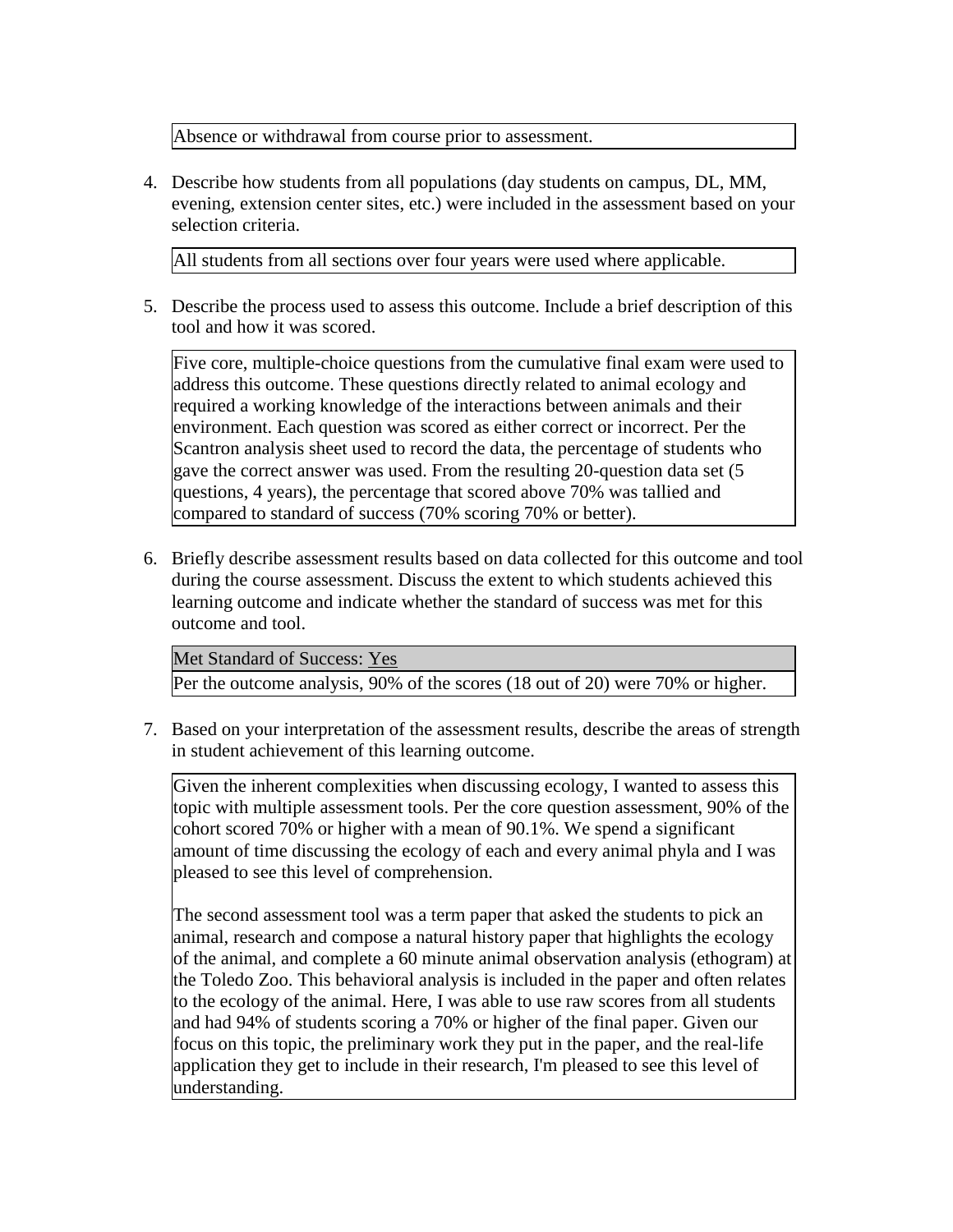Absence or withdrawal from course prior to assessment.

4. Describe how students from all populations (day students on campus, DL, MM, evening, extension center sites, etc.) were included in the assessment based on your selection criteria.

All students from all sections over four years were used where applicable.

5. Describe the process used to assess this outcome. Include a brief description of this tool and how it was scored.

Five core, multiple-choice questions from the cumulative final exam were used to address this outcome. These questions directly related to animal ecology and required a working knowledge of the interactions between animals and their environment. Each question was scored as either correct or incorrect. Per the Scantron analysis sheet used to record the data, the percentage of students who gave the correct answer was used. From the resulting 20-question data set (5 questions, 4 years), the percentage that scored above 70% was tallied and compared to standard of success (70% scoring 70% or better).

6. Briefly describe assessment results based on data collected for this outcome and tool during the course assessment. Discuss the extent to which students achieved this learning outcome and indicate whether the standard of success was met for this outcome and tool.

Met Standard of Success: Yes

Per the outcome analysis, 90% of the scores (18 out of 20) were 70% or higher.

7. Based on your interpretation of the assessment results, describe the areas of strength in student achievement of this learning outcome.

Given the inherent complexities when discussing ecology, I wanted to assess this topic with multiple assessment tools. Per the core question assessment, 90% of the cohort scored 70% or higher with a mean of 90.1%. We spend a significant amount of time discussing the ecology of each and every animal phyla and I was pleased to see this level of comprehension.

The second assessment tool was a term paper that asked the students to pick an animal, research and compose a natural history paper that highlights the ecology of the animal, and complete a 60 minute animal observation analysis (ethogram) at the Toledo Zoo. This behavioral analysis is included in the paper and often relates to the ecology of the animal. Here, I was able to use raw scores from all students and had 94% of students scoring a 70% or higher of the final paper. Given our focus on this topic, the preliminary work they put in the paper, and the real-life application they get to include in their research, I'm pleased to see this level of understanding.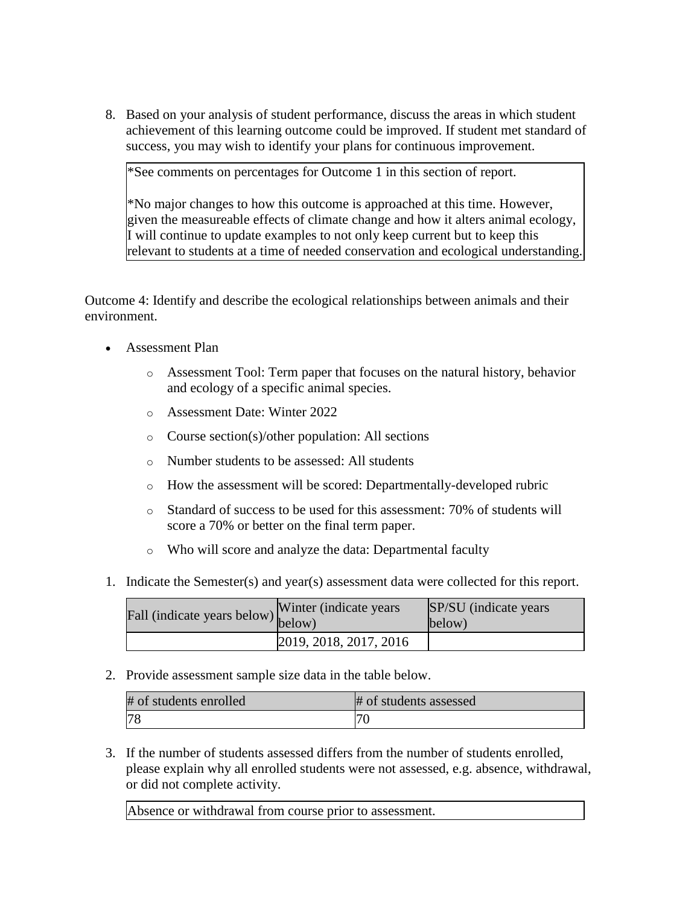8. Based on your analysis of student performance, discuss the areas in which student achievement of this learning outcome could be improved. If student met standard of success, you may wish to identify your plans for continuous improvement.

| *See comments on percentages for Outcome 1 in this section of report.<br><br>*No major changes to how this outcome is approached at this time. However, given the measureable effects of climate change and how it alters animal ecology, I will continue to update examples to not only keep current but to keep this relevant to students at a time of needed conservation and ecological understanding. |
|---|

Outcome 4: Identify and describe the ecological relationships between animals and their environment.

- Assessment Plan
  - Assessment Tool: Term paper that focuses on the natural history, behavior and ecology of a specific animal species.
  - Assessment Date: Winter 2022
  - Course section(s)/other population: All sections
  - Number students to be assessed: All students
  - How the assessment will be scored: Departmentally-developed rubric
  - Standard of success to be used for this assessment: 70% of students will score a 70% or better on the final term paper.
  - Who will score and analyze the data: Departmental faculty

1. Indicate the Semester(s) and year(s) assessment data were collected for this report.

| Fall (indicate years below) | Winter (indicate years below) | SP/SU (indicate years below) |
|---|---|---|
| | 2019, 2018, 2017, 2016 | |

2. Provide assessment sample size data in the table below.

| # of students enrolled | # of students assessed |
|---|---|
| 78 | 70 |

3. If the number of students assessed differs from the number of students enrolled, please explain why all enrolled students were not assessed, e.g. absence, withdrawal, or did not complete activity.

| Absence or withdrawal from course prior to assessment. |
|---|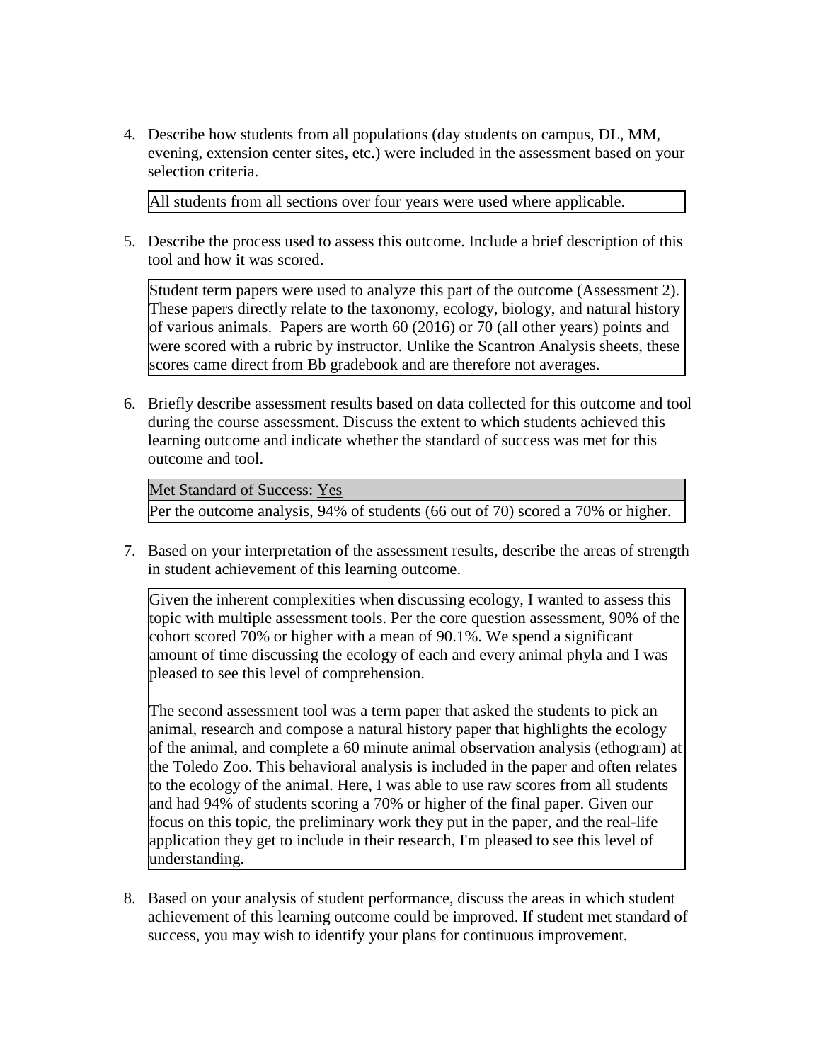4. Describe how students from all populations (day students on campus, DL, MM, evening, extension center sites, etc.) were included in the assessment based on your selection criteria.

All students from all sections over four years were used where applicable.

5. Describe the process used to assess this outcome. Include a brief description of this tool and how it was scored.

Student term papers were used to analyze this part of the outcome (Assessment 2). These papers directly relate to the taxonomy, ecology, biology, and natural history of various animals. Papers are worth 60 (2016) or 70 (all other years) points and were scored with a rubric by instructor. Unlike the Scantron Analysis sheets, these scores came direct from Bb gradebook and are therefore not averages.

6. Briefly describe assessment results based on data collected for this outcome and tool during the course assessment. Discuss the extent to which students achieved this learning outcome and indicate whether the standard of success was met for this outcome and tool.

| Met Standard of Success: Yes |
|---|
| Per the outcome analysis, 94% of students (66 out of 70) scored a 70% or higher. |

7. Based on your interpretation of the assessment results, describe the areas of strength in student achievement of this learning outcome.

Given the inherent complexities when discussing ecology, I wanted to assess this topic with multiple assessment tools. Per the core question assessment, 90% of the cohort scored 70% or higher with a mean of 90.1%. We spend a significant amount of time discussing the ecology of each and every animal phyla and I was pleased to see this level of comprehension.

The second assessment tool was a term paper that asked the students to pick an animal, research and compose a natural history paper that highlights the ecology of the animal, and complete a 60 minute animal observation analysis (ethogram) at the Toledo Zoo. This behavioral analysis is included in the paper and often relates to the ecology of the animal. Here, I was able to use raw scores from all students and had 94% of students scoring a 70% or higher of the final paper. Given our focus on this topic, the preliminary work they put in the paper, and the real-life application they get to include in their research, I'm pleased to see this level of understanding.

8. Based on your analysis of student performance, discuss the areas in which student achievement of this learning outcome could be improved. If student met standard of success, you may wish to identify your plans for continuous improvement.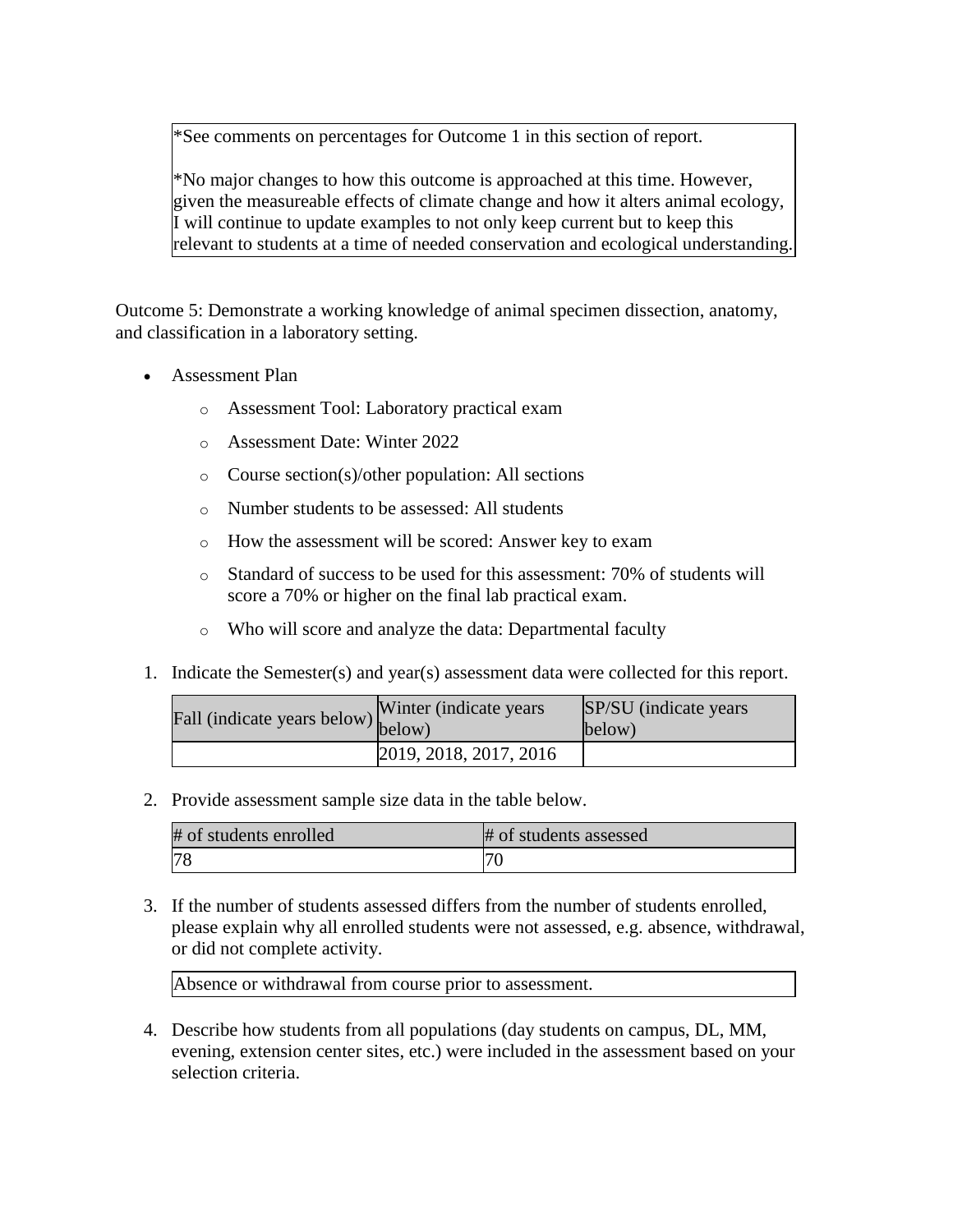| *See comments on percentages for Outcome 1 in this section of report.<br><br>*No major changes to how this outcome is approached at this time. However, given the measureable effects of climate change and how it alters animal ecology, I will continue to update examples to not only keep current but to keep this relevant to students at a time of needed conservation and ecological understanding. |
|---|

Outcome 5: Demonstrate a working knowledge of animal specimen dissection, anatomy, and classification in a laboratory setting.

- Assessment Plan
  - Assessment Tool: Laboratory practical exam
  - Assessment Date: Winter 2022
  - Course section(s)/other population: All sections
  - Number students to be assessed: All students
  - How the assessment will be scored: Answer key to exam
  - Standard of success to be used for this assessment: 70% of students will score a 70% or higher on the final lab practical exam.
  - Who will score and analyze the data: Departmental faculty

1. Indicate the Semester(s) and year(s) assessment data were collected for this report.

| Fall (indicate years below) | Winter (indicate years below) | SP/SU (indicate years below) |
|---|---|---|
| | 2019, 2018, 2017, 2016 | |

2. Provide assessment sample size data in the table below.

| # of students enrolled | # of students assessed |
|---|---|
| 78 | 70 |

3. If the number of students assessed differs from the number of students enrolled, please explain why all enrolled students were not assessed, e.g. absence, withdrawal, or did not complete activity.

| Absence or withdrawal from course prior to assessment. |
|---|

4. Describe how students from all populations (day students on campus, DL, MM, evening, extension center sites, etc.) were included in the assessment based on your selection criteria.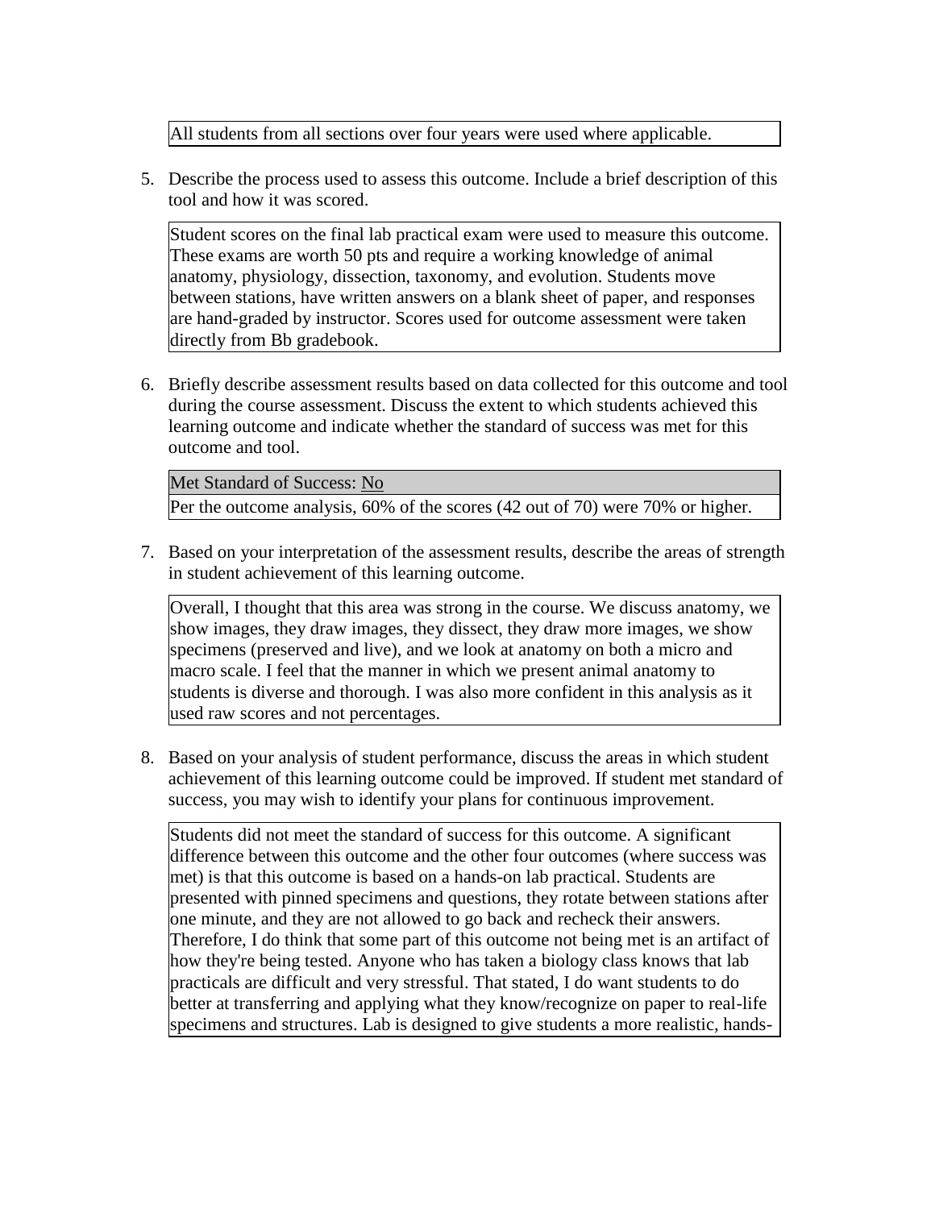All students from all sections over four years were used where applicable.

5. Describe the process used to assess this outcome. Include a brief description of this tool and how it was scored.

Student scores on the final lab practical exam were used to measure this outcome. These exams are worth 50 pts and require a working knowledge of animal anatomy, physiology, dissection, taxonomy, and evolution. Students move between stations, have written answers on a blank sheet of paper, and responses are hand-graded by instructor. Scores used for outcome assessment were taken directly from Bb gradebook.

6. Briefly describe assessment results based on data collected for this outcome and tool during the course assessment. Discuss the extent to which students achieved this learning outcome and indicate whether the standard of success was met for this outcome and tool.

Met Standard of Success: No

Per the outcome analysis, 60% of the scores (42 out of 70) were 70% or higher.

7. Based on your interpretation of the assessment results, describe the areas of strength in student achievement of this learning outcome.

Overall, I thought that this area was strong in the course. We discuss anatomy, we show images, they draw images, they dissect, they draw more images, we show specimens (preserved and live), and we look at anatomy on both a micro and macro scale. I feel that the manner in which we present animal anatomy to students is diverse and thorough. I was also more confident in this analysis as it used raw scores and not percentages.

8. Based on your analysis of student performance, discuss the areas in which student achievement of this learning outcome could be improved. If student met standard of success, you may wish to identify your plans for continuous improvement.

Students did not meet the standard of success for this outcome. A significant difference between this outcome and the other four outcomes (where success was met) is that this outcome is based on a hands-on lab practical. Students are presented with pinned specimens and questions, they rotate between stations after one minute, and they are not allowed to go back and recheck their answers. Therefore, I do think that some part of this outcome not being met is an artifact of how they're being tested. Anyone who has taken a biology class knows that lab practicals are difficult and very stressful. That stated, I do want students to do better at transferring and applying what they know/recognize on paper to real-life specimens and structures. Lab is designed to give students a more realistic, hands-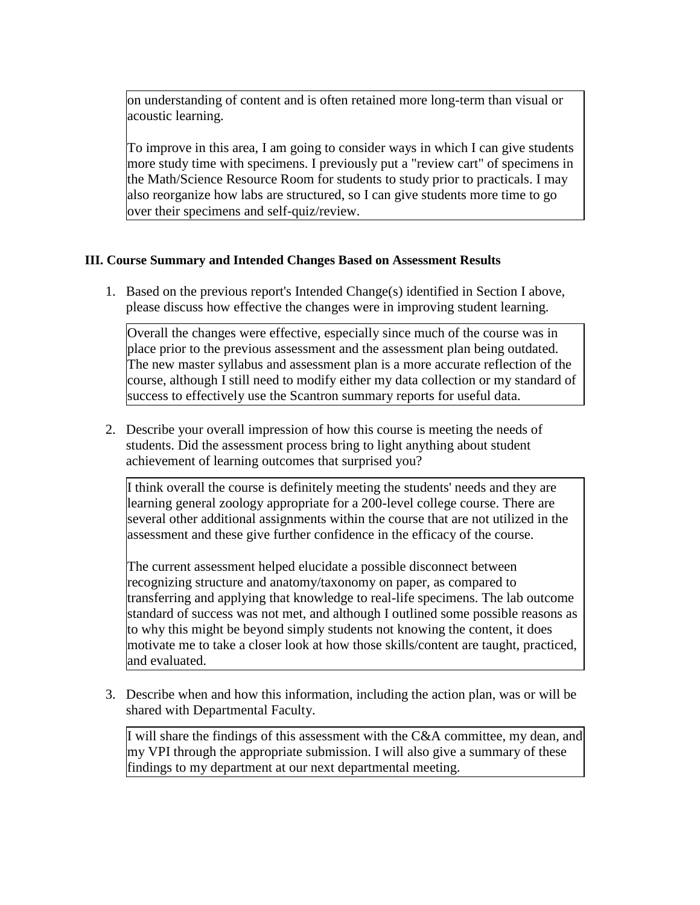on understanding of content and is often retained more long-term than visual or acoustic learning.

To improve in this area, I am going to consider ways in which I can give students more study time with specimens. I previously put a "review cart" of specimens in the Math/Science Resource Room for students to study prior to practicals. I may also reorganize how labs are structured, so I can give students more time to go over their specimens and self-quiz/review.

### III. Course Summary and Intended Changes Based on Assessment Results

1. Based on the previous report's Intended Change(s) identified in Section I above, please discuss how effective the changes were in improving student learning.

   Overall the changes were effective, especially since much of the course was in place prior to the previous assessment and the assessment plan being outdated. The new master syllabus and assessment plan is a more accurate reflection of the course, although I still need to modify either my data collection or my standard of success to effectively use the Scantron summary reports for useful data.

2. Describe your overall impression of how this course is meeting the needs of students. Did the assessment process bring to light anything about student achievement of learning outcomes that surprised you?

   I think overall the course is definitely meeting the students' needs and they are learning general zoology appropriate for a 200-level college course. There are several other additional assignments within the course that are not utilized in the assessment and these give further confidence in the efficacy of the course.

   The current assessment helped elucidate a possible disconnect between recognizing structure and anatomy/taxonomy on paper, as compared to transferring and applying that knowledge to real-life specimens. The lab outcome standard of success was not met, and although I outlined some possible reasons as to why this might be beyond simply students not knowing the content, it does motivate me to take a closer look at how those skills/content are taught, practiced, and evaluated.

3. Describe when and how this information, including the action plan, was or will be shared with Departmental Faculty.

   I will share the findings of this assessment with the C&A committee, my dean, and my VPI through the appropriate submission. I will also give a summary of these findings to my department at our next departmental meeting.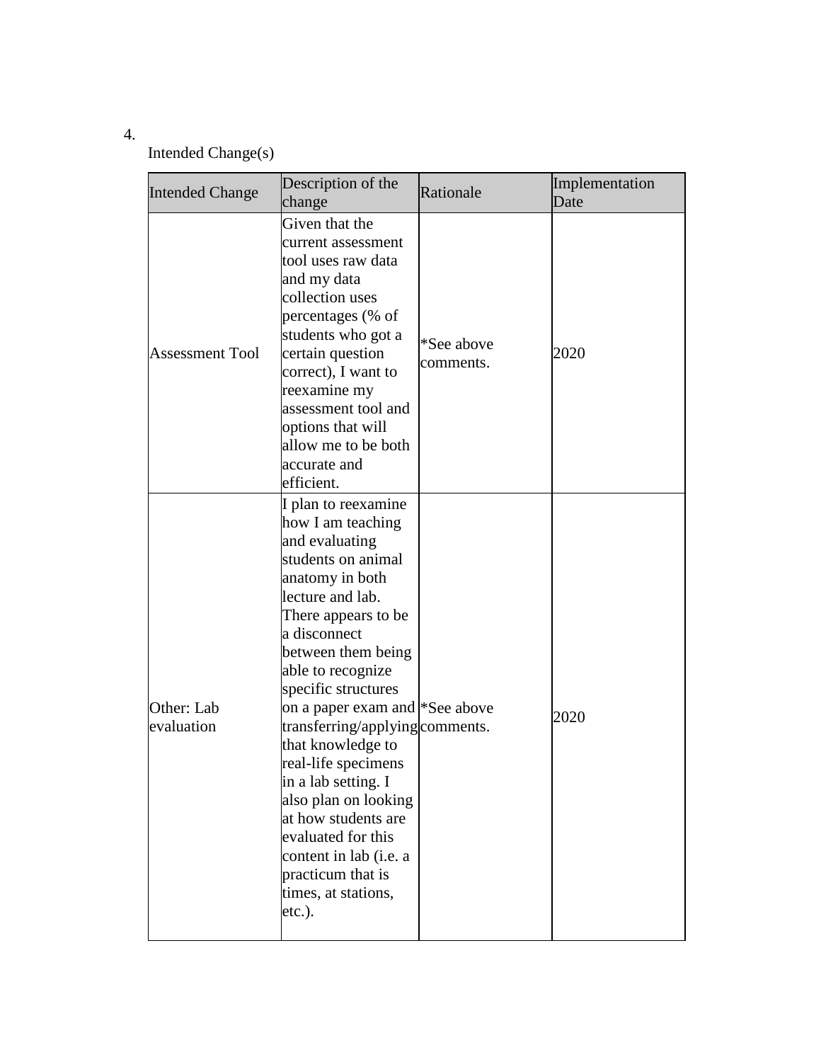4.

Intended Change(s)

| Intended Change | Description of the change | Rationale | Implementation Date |
|---|---|---|---|
| Assessment Tool | Given that the current assessment tool uses raw data and my data collection uses percentages (% of students who got a certain question correct), I want to reexamine my assessment tool and options that will allow me to be both accurate and efficient. | *See above comments. | 2020 |
| Other: Lab evaluation | I plan to reexamine how I am teaching and evaluating students on animal anatomy in both lecture and lab. There appears to be a disconnect between them being able to recognize specific structures on a paper exam and transferring/applying that knowledge to real-life specimens in a lab setting. I also plan on looking at how students are evaluated for this content in lab (i.e. a practicum that is times, at stations, etc.). | *See above comments. | 2020 |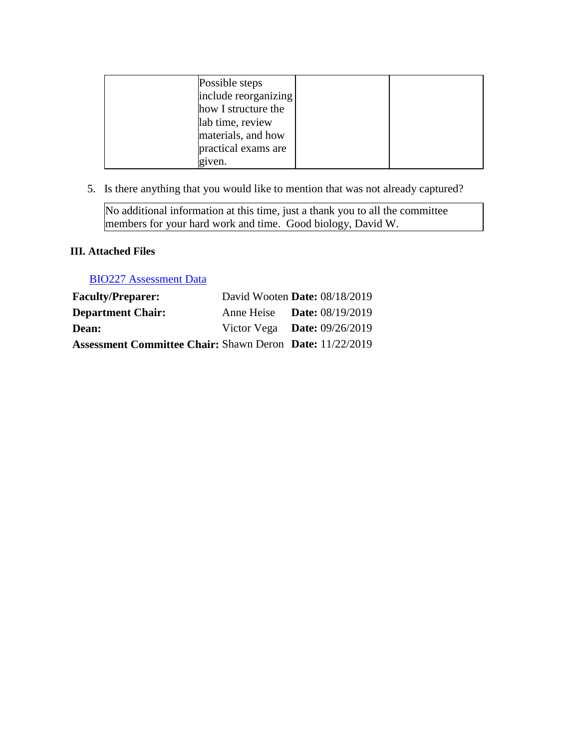| | | | |
|---|---|---|---|
| | Possible steps include reorganizing how I structure the lab time, review materials, and how practical exams are given. | | |

5. Is there anything that you would like to mention that was not already captured?

| |
|---|
| No additional information at this time, just a thank you to all the committee members for your hard work and time. Good biology, David W. |

### III. Attached Files

BIO227 Assessment Data

| | | |
|---|---|---|
| **Faculty/Preparer:** | David Wooten | **Date:** 08/18/2019 |
| **Department Chair:** | Anne Heise | **Date:** 08/19/2019 |
| **Dean:** | Victor Vega | **Date:** 09/26/2019 |
| **Assessment Committee Chair:** | Shawn Deron | **Date:** 11/22/2019 |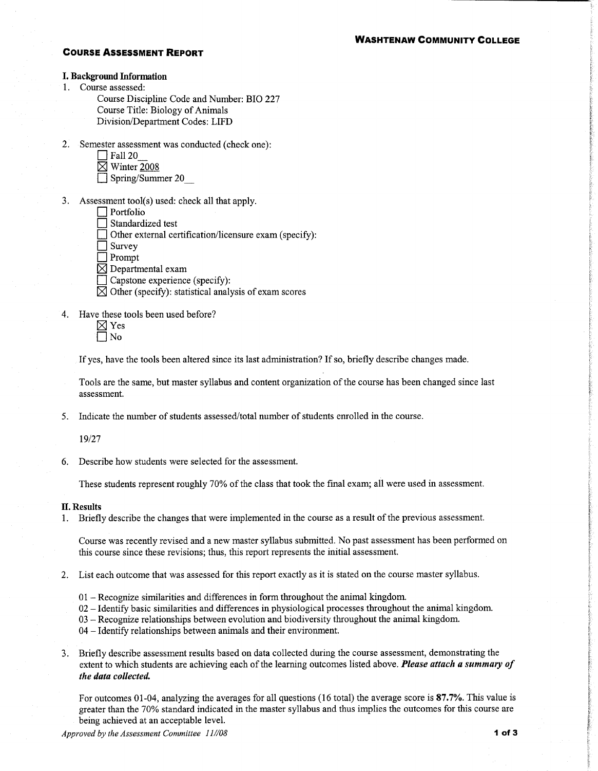**Washtenaw Community College**

## Course Assessment Report

### I. Background Information

1. Course assessed:
   - Course Discipline Code and Number: BIO 227
   - Course Title: Biology of Animals
   - Division/Department Codes: LIFD

2. Semester assessment was conducted (check one):
   - ☐ Fall 20__
   - ☒ Winter 2008
   - ☐ Spring/Summer 20__

3. Assessment tool(s) used: check all that apply.
   - ☐ Portfolio
   - ☐ Standardized test
   - ☐ Other external certification/licensure exam (specify):
   - ☐ Survey
   - ☐ Prompt
   - ☒ Departmental exam
   - ☐ Capstone experience (specify):
   - ☒ Other (specify): statistical analysis of exam scores

4. Have these tools been used before?
   - ☒ Yes
   - ☐ No

   If yes, have the tools been altered since its last administration? If so, briefly describe changes made.

   Tools are the same, but master syllabus and content organization of the course has been changed since last assessment.

5. Indicate the number of students assessed/total number of students enrolled in the course.

   19/27

6. Describe how students were selected for the assessment.

   These students represent roughly 70% of the class that took the final exam; all were used in assessment.

### II. Results

1. Briefly describe the changes that were implemented in the course as a result of the previous assessment.

   Course was recently revised and a new master syllabus submitted. No past assessment has been performed on this course since these revisions; thus, this report represents the initial assessment.

2. List each outcome that was assessed for this report exactly as it is stated on the course master syllabus.

   01 – Recognize similarities and differences in form throughout the animal kingdom.
   02 – Identify basic similarities and differences in physiological processes throughout the animal kingdom.
   03 – Recognize relationships between evolution and biodiversity throughout the animal kingdom.
   04 – Identify relationships between animals and their environment.

3. Briefly describe assessment results based on data collected during the course assessment, demonstrating the extent to which students are achieving each of the learning outcomes listed above. ***Please attach a summary of the data collected.***

   For outcomes 01-04, analyzing the averages for all questions (16 total) the average score is **87.7%**. This value is greater than the 70% standard indicated in the master syllabus and thus implies the outcomes for this course are being achieved at an acceptable level.

*Approved by the Assessment Committee 11//08*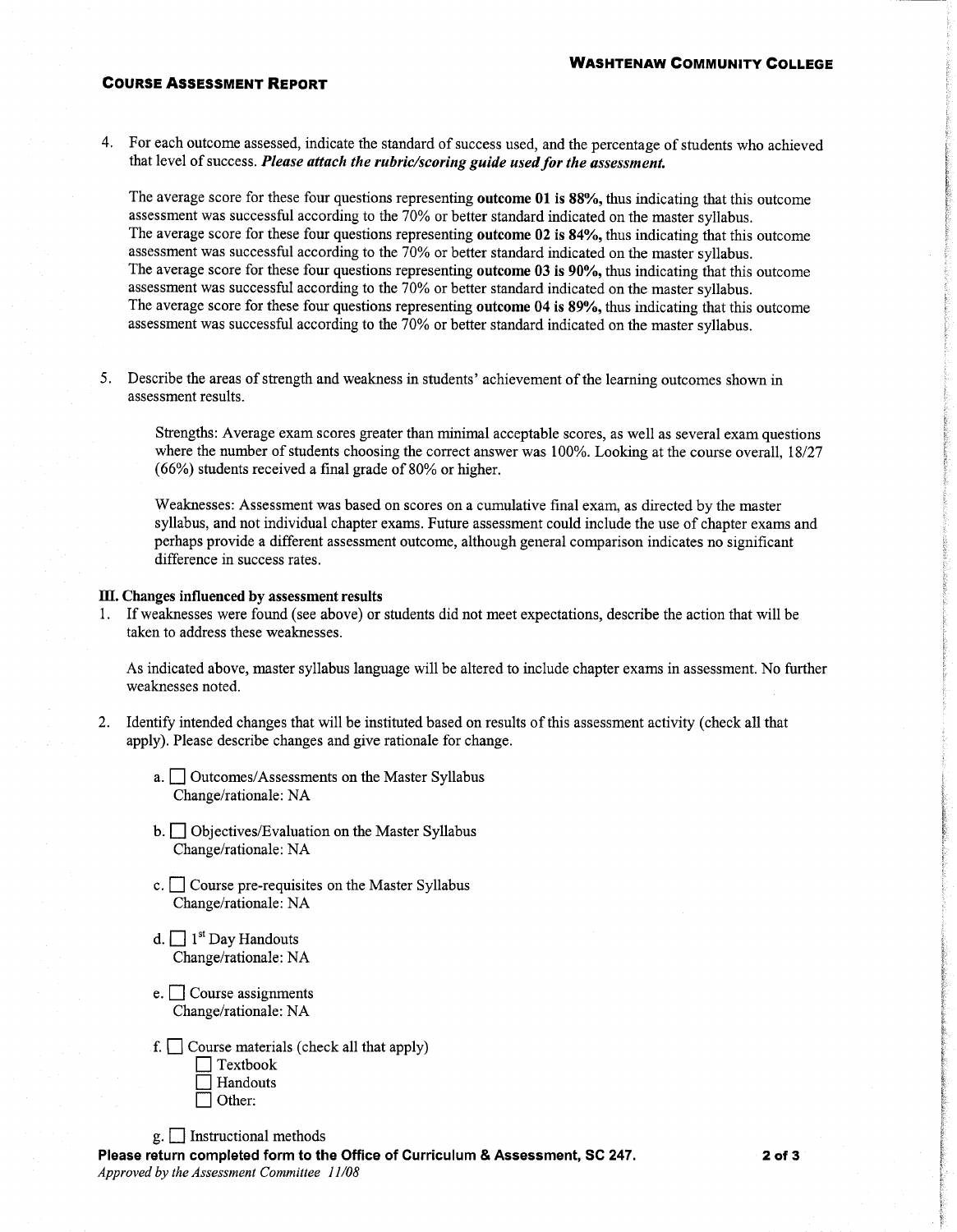4. For each outcome assessed, indicate the standard of success used, and the percentage of students who achieved that level of success. ***Please attach the rubric/scoring guide used for the assessment.***

   The average score for these four questions representing **outcome 01 is 88%,** thus indicating that this outcome assessment was successful according to the 70% or better standard indicated on the master syllabus.
   The average score for these four questions representing **outcome 02 is 84%,** thus indicating that this outcome assessment was successful according to the 70% or better standard indicated on the master syllabus.
   The average score for these four questions representing **outcome 03 is 90%,** thus indicating that this outcome assessment was successful according to the 70% or better standard indicated on the master syllabus.
   The average score for these four questions representing **outcome 04 is 89%,** thus indicating that this outcome assessment was successful according to the 70% or better standard indicated on the master syllabus.

5. Describe the areas of strength and weakness in students' achievement of the learning outcomes shown in assessment results.

   Strengths: Average exam scores greater than minimal acceptable scores, as well as several exam questions where the number of students choosing the correct answer was 100%. Looking at the course overall, 18/27 (66%) students received a final grade of 80% or higher.

   Weaknesses: Assessment was based on scores on a cumulative final exam, as directed by the master syllabus, and not individual chapter exams. Future assessment could include the use of chapter exams and perhaps provide a different assessment outcome, although general comparison indicates no significant difference in success rates.

**III. Changes influenced by assessment results**

1. If weaknesses were found (see above) or students did not meet expectations, describe the action that will be taken to address these weaknesses.

   As indicated above, master syllabus language will be altered to include chapter exams in assessment. No further weaknesses noted.

2. Identify intended changes that will be instituted based on results of this assessment activity (check all that apply). Please describe changes and give rationale for change.

   a. ☐ Outcomes/Assessments on the Master Syllabus
   Change/rationale: NA

   b. ☐ Objectives/Evaluation on the Master Syllabus
   Change/rationale: NA

   c. ☐ Course pre-requisites on the Master Syllabus
   Change/rationale: NA

   d. ☐ 1st Day Handouts
   Change/rationale: NA

   e. ☐ Course assignments
   Change/rationale: NA

   f. ☐ Course materials (check all that apply)
   ☐ Textbook
   ☐ Handouts
   ☐ Other:

   g. ☐ Instructional methods

**Please return completed form to the Office of Curriculum & Assessment, SC 247.**
*Approved by the Assessment Committee 11/08*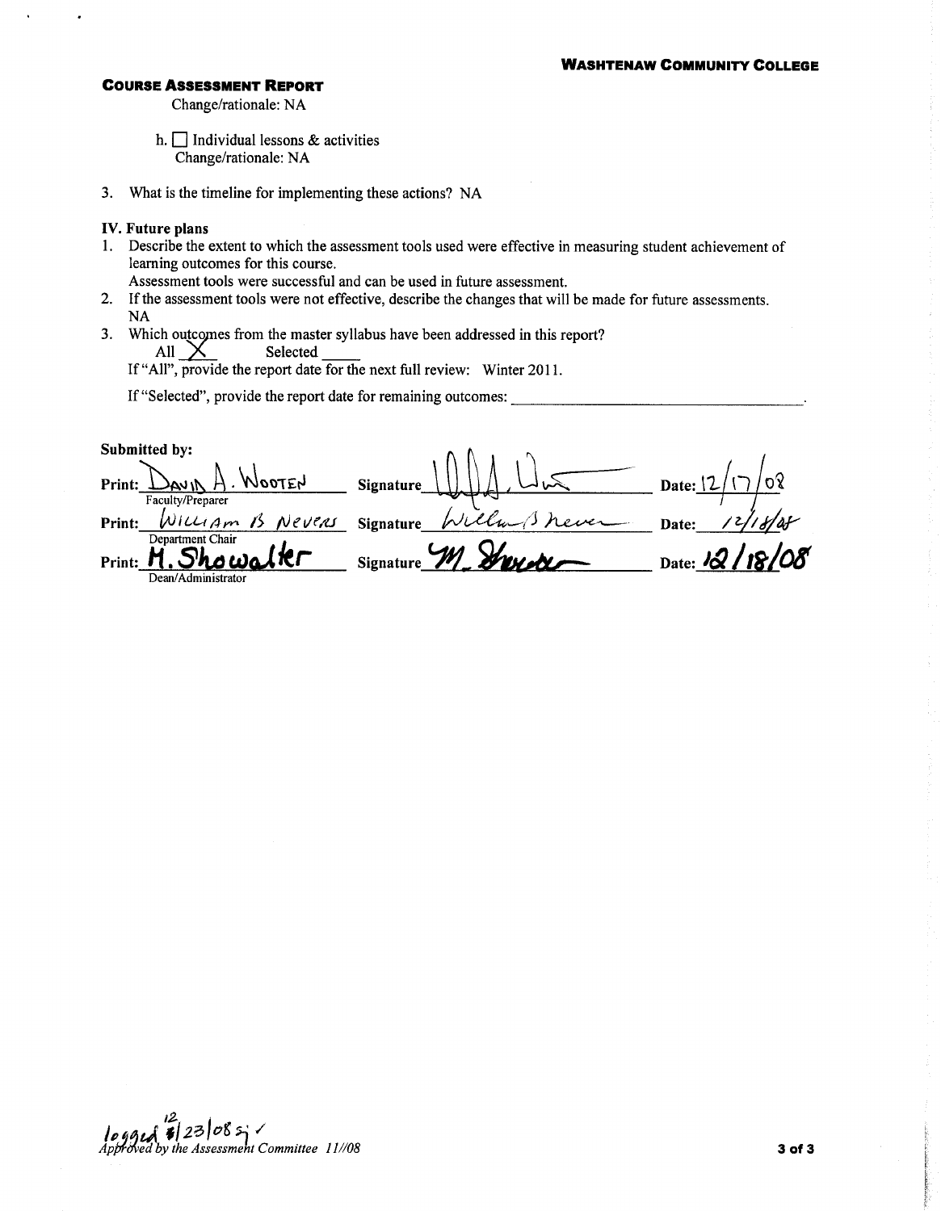Change/rationale: NA

h. ☐ Individual lessons & activities
Change/rationale: NA

3. What is the timeline for implementing these actions? NA

**IV. Future plans**

1. Describe the extent to which the assessment tools used were effective in measuring student achievement of learning outcomes for this course.
   Assessment tools were successful and can be used in future assessment.
2. If the assessment tools were not effective, describe the changes that will be made for future assessments.
   NA
3. Which outcomes from the master syllabus have been addressed in this report?
   All X Selected ____
   If "All", provide the report date for the next full review: Winter 2011.

   If "Selected", provide the report date for remaining outcomes: ________________.

**Submitted by:**

| | | |
|---|---|---|
| Print: David A. Wooten (Faculty/Preparer) | Signature [signature] | Date: 12/17/08 |
| Print: William B Nevers (Department Chair) | Signature [signature] | Date: 12/18/08 |
| Print: M. Showalter (Dean/Administrator) | Signature [signature] | Date: 12/18/08 |

logged 12/23/08 sj ✓

*Approved by the Assessment Committee 11//08*